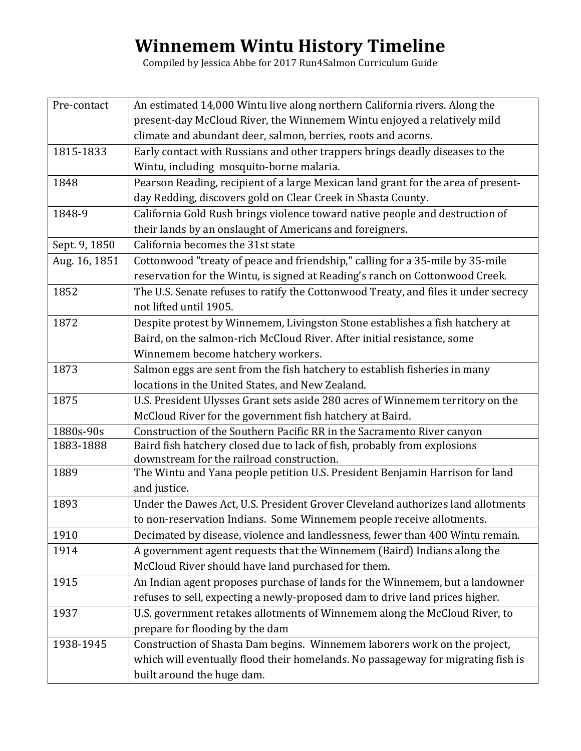# Winnemem Wintu History Timeline

Compiled by Jessica Abbe for 2017 Run4Salmon Curriculum Guide

| | |
|---|---|
| Pre-contact | An estimated 14,000 Wintu live along northern California rivers. Along the present-day McCloud River, the Winnemem Wintu enjoyed a relatively mild climate and abundant deer, salmon, berries, roots and acorns. |
| 1815-1833 | Early contact with Russians and other trappers brings deadly diseases to the Wintu, including mosquito-borne malaria. |
| 1848 | Pearson Reading, recipient of a large Mexican land grant for the area of present-day Redding, discovers gold on Clear Creek in Shasta County. |
| 1848-9 | California Gold Rush brings violence toward native people and destruction of their lands by an onslaught of Americans and foreigners. |
| Sept. 9, 1850 | California becomes the 31st state |
| Aug. 16, 1851 | Cottonwood "treaty of peace and friendship," calling for a 35-mile by 35-mile reservation for the Wintu, is signed at Reading's ranch on Cottonwood Creek. |
| 1852 | The U.S. Senate refuses to ratify the Cottonwood Treaty, and files it under secrecy not lifted until 1905. |
| 1872 | Despite protest by Winnemem, Livingston Stone establishes a fish hatchery at Baird, on the salmon-rich McCloud River. After initial resistance, some Winnemem become hatchery workers. |
| 1873 | Salmon eggs are sent from the fish hatchery to establish fisheries in many locations in the United States, and New Zealand. |
| 1875 | U.S. President Ulysses Grant sets aside 280 acres of Winnemem territory on the McCloud River for the government fish hatchery at Baird. |
| 1880s-90s | Construction of the Southern Pacific RR in the Sacramento River canyon |
| 1883-1888 | Baird fish hatchery closed due to lack of fish, probably from explosions downstream for the railroad construction. |
| 1889 | The Wintu and Yana people petition U.S. President Benjamin Harrison for land and justice. |
| 1893 | Under the Dawes Act, U.S. President Grover Cleveland authorizes land allotments to non-reservation Indians. Some Winnemem people receive allotments. |
| 1910 | Decimated by disease, violence and landlessness, fewer than 400 Wintu remain. |
| 1914 | A government agent requests that the Winnemem (Baird) Indians along the McCloud River should have land purchased for them. |
| 1915 | An Indian agent proposes purchase of lands for the Winnemem, but a landowner refuses to sell, expecting a newly-proposed dam to drive land prices higher. |
| 1937 | U.S. government retakes allotments of Winnemem along the McCloud River, to prepare for flooding by the dam |
| 1938-1945 | Construction of Shasta Dam begins. Winnemem laborers work on the project, which will eventually flood their homelands. No passageway for migrating fish is built around the huge dam. |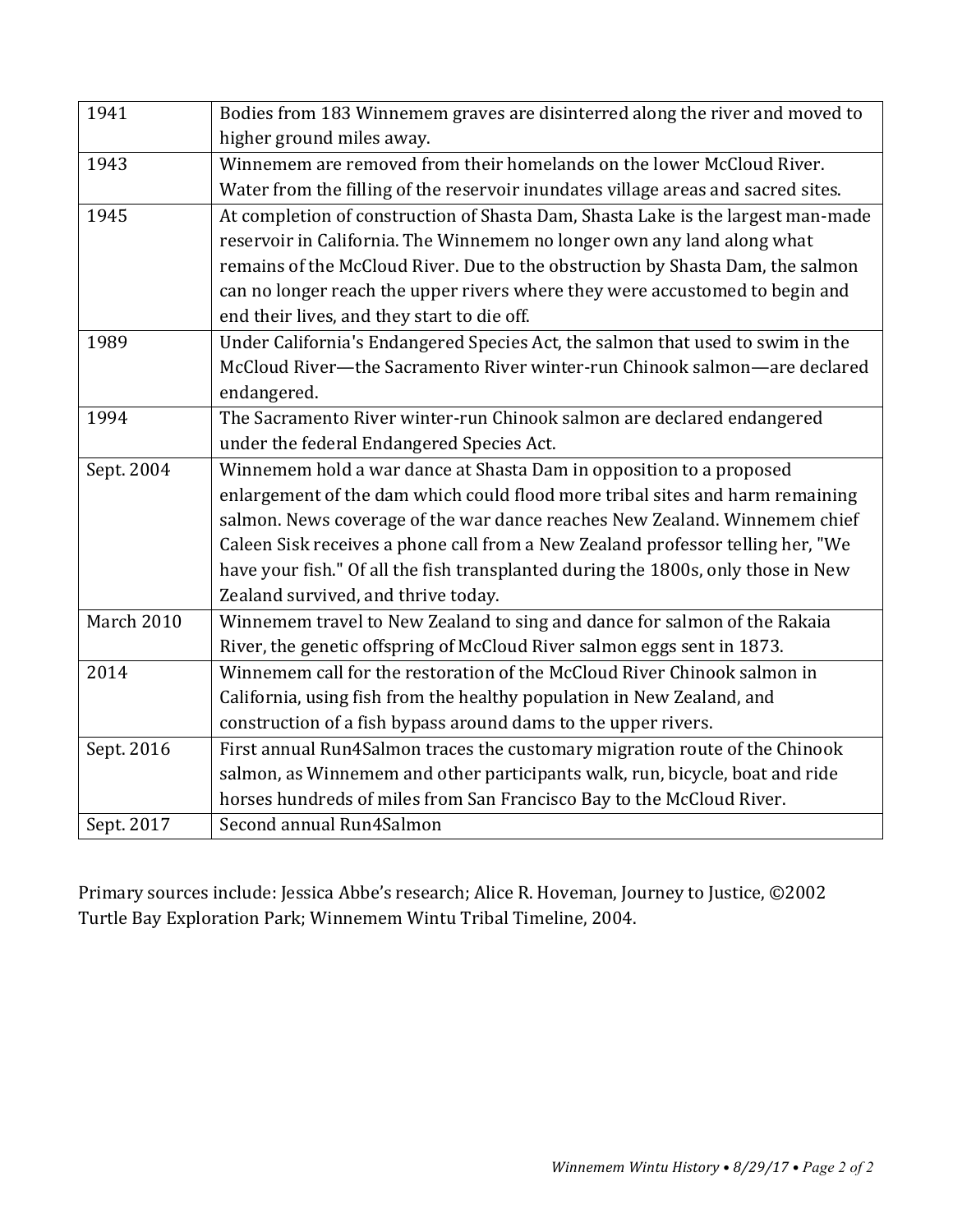| | |
|---|---|
| 1941 | Bodies from 183 Winnemem graves are disinterred along the river and moved to higher ground miles away. |
| 1943 | Winnemem are removed from their homelands on the lower McCloud River. Water from the filling of the reservoir inundates village areas and sacred sites. |
| 1945 | At completion of construction of Shasta Dam, Shasta Lake is the largest man-made reservoir in California. The Winnemem no longer own any land along what remains of the McCloud River. Due to the obstruction by Shasta Dam, the salmon can no longer reach the upper rivers where they were accustomed to begin and end their lives, and they start to die off. |
| 1989 | Under California's Endangered Species Act, the salmon that used to swim in the McCloud River—the Sacramento River winter-run Chinook salmon—are declared endangered. |
| 1994 | The Sacramento River winter-run Chinook salmon are declared endangered under the federal Endangered Species Act. |
| Sept. 2004 | Winnemem hold a war dance at Shasta Dam in opposition to a proposed enlargement of the dam which could flood more tribal sites and harm remaining salmon. News coverage of the war dance reaches New Zealand. Winnemem chief Caleen Sisk receives a phone call from a New Zealand professor telling her, "We have your fish." Of all the fish transplanted during the 1800s, only those in New Zealand survived, and thrive today. |
| March 2010 | Winnemem travel to New Zealand to sing and dance for salmon of the Rakaia River, the genetic offspring of McCloud River salmon eggs sent in 1873. |
| 2014 | Winnemem call for the restoration of the McCloud River Chinook salmon in California, using fish from the healthy population in New Zealand, and construction of a fish bypass around dams to the upper rivers. |
| Sept. 2016 | First annual Run4Salmon traces the customary migration route of the Chinook salmon, as Winnemem and other participants walk, run, bicycle, boat and ride horses hundreds of miles from San Francisco Bay to the McCloud River. |
| Sept. 2017 | Second annual Run4Salmon |

Primary sources include: Jessica Abbe's research; Alice R. Hoveman, Journey to Justice, ©2002 Turtle Bay Exploration Park; Winnemem Wintu Tribal Timeline, 2004.